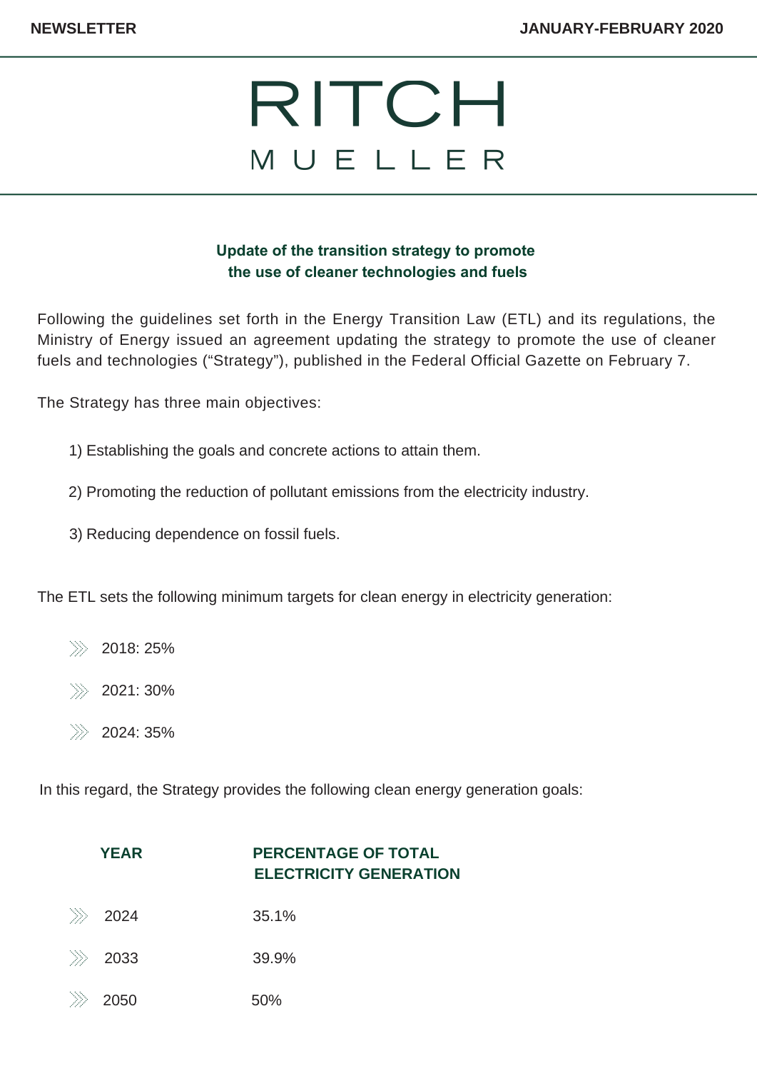RITCH
MUELLER

## Update of the transition strategy to promote the use of cleaner technologies and fuels

Following the guidelines set forth in the Energy Transition Law (ETL) and its regulations, the Ministry of Energy issued an agreement updating the strategy to promote the use of cleaner fuels and technologies ("Strategy"), published in the Federal Official Gazette on February 7.

The Strategy has three main objectives:

1) Establishing the goals and concrete actions to attain them.

2) Promoting the reduction of pollutant emissions from the electricity industry.

3) Reducing dependence on fossil fuels.

The ETL sets the following minimum targets for clean energy in electricity generation:

- 2018: 25%
- 2021: 30%
- 2024: 35%

In this regard, the Strategy provides the following clean energy generation goals:

| YEAR | PERCENTAGE OF TOTAL ELECTRICITY GENERATION |
|---|---|
| 2024 | 35.1% |
| 2033 | 39.9% |
| 2050 | 50% |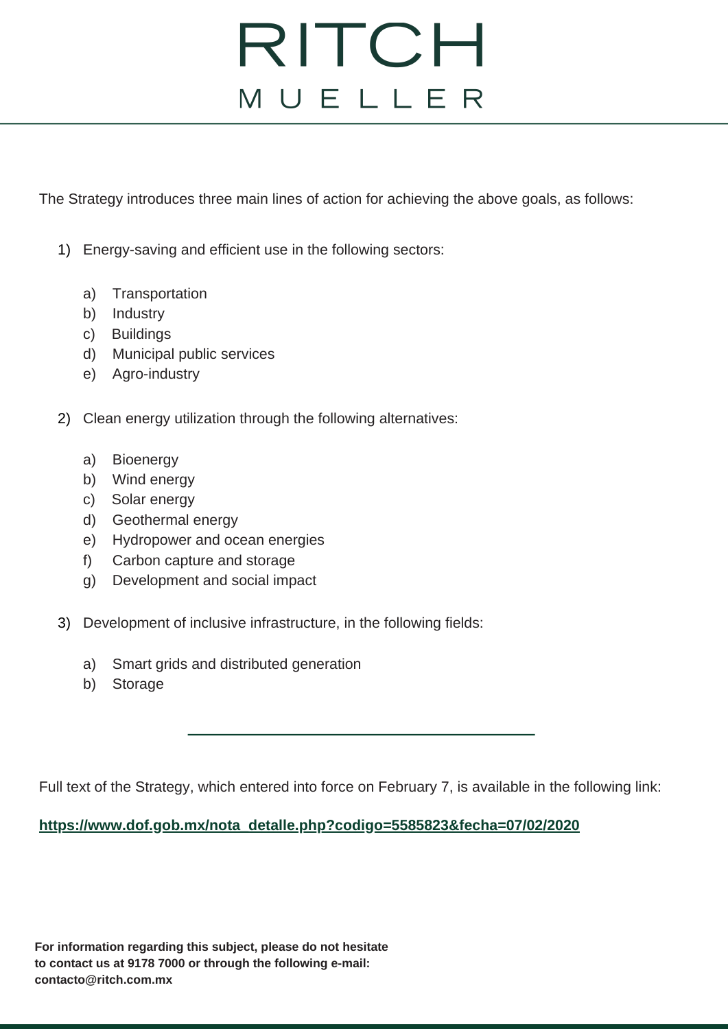The Strategy introduces three main lines of action for achieving the above goals, as follows:

1) Energy-saving and efficient use in the following sectors:

   a) Transportation
   b) Industry
   c) Buildings
   d) Municipal public services
   e) Agro-industry

2) Clean energy utilization through the following alternatives:

   a) Bioenergy
   b) Wind energy
   c) Solar energy
   d) Geothermal energy
   e) Hydropower and ocean energies
   f) Carbon capture and storage
   g) Development and social impact

3) Development of inclusive infrastructure, in the following fields:

   a) Smart grids and distributed generation
   b) Storage

---

Full text of the Strategy, which entered into force on February 7, is available in the following link:

**https://www.dof.gob.mx/nota_detalle.php?codigo=5585823&fecha=07/02/2020**

**For information regarding this subject, please do not hesitate to contact us at 9178 7000 or through the following e-mail: contacto@ritch.com.mx**